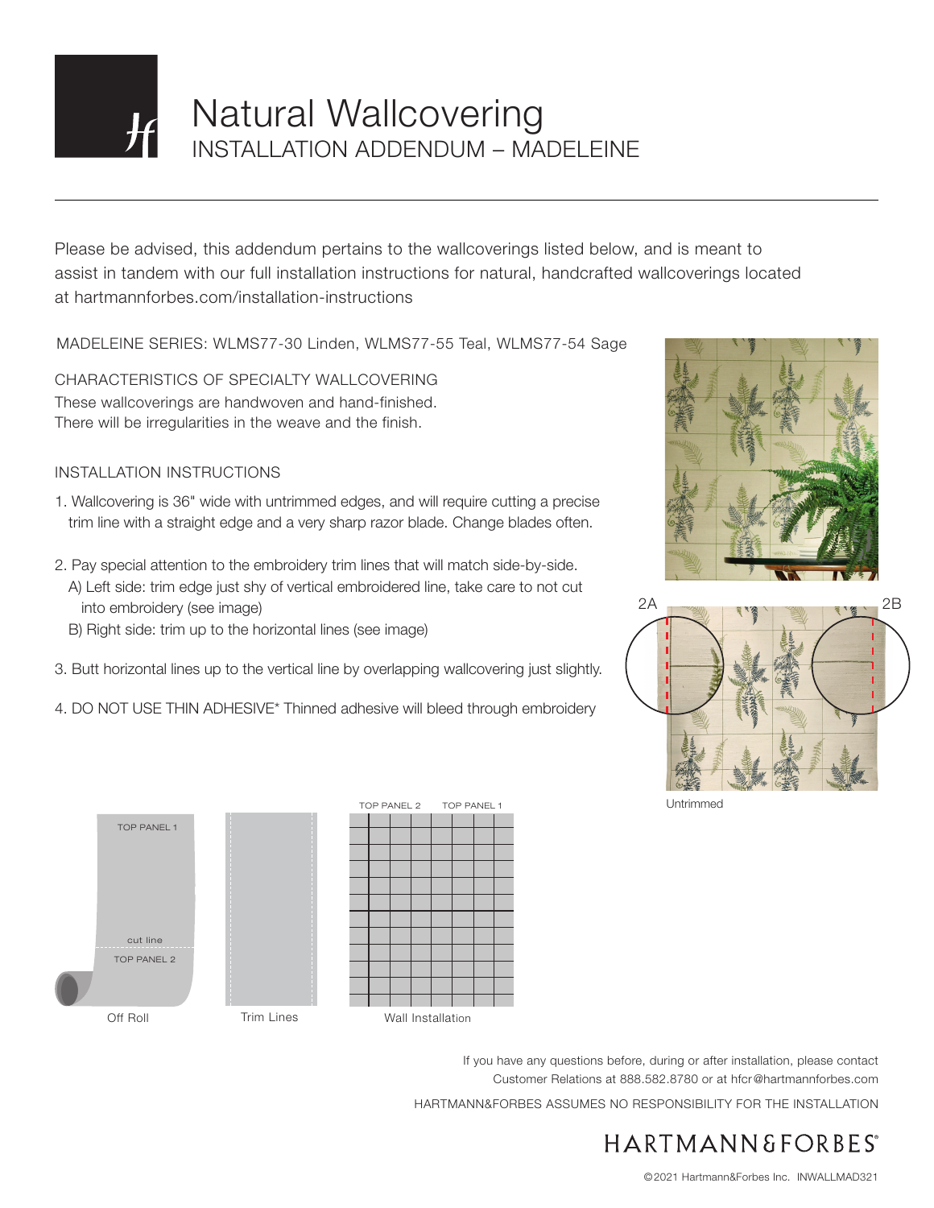# Natural Wallcovering

## INSTALLATION ADDENDUM – MADELEINE

Please be advised, this addendum pertains to the wallcoverings listed below, and is meant to assist in tandem with our full installation instructions for natural, handcrafted wallcoverings located at hartmannforbes.com/installation-instructions

MADELEINE SERIES: WLMS77-30 Linden, WLMS77-55 Teal, WLMS77-54 Sage

### CHARACTERISTICS OF SPECIALTY WALLCOVERING

These wallcoverings are handwoven and hand-finished.
There will be irregularities in the weave and the finish.

### INSTALLATION INSTRUCTIONS

1. Wallcovering is 36" wide with untrimmed edges, and will require cutting a precise trim line with a straight edge and a very sharp razor blade. Change blades often.

2. Pay special attention to the embroidery trim lines that will match side-by-side.
   A) Left side: trim edge just shy of vertical embroidered line, take care to not cut into embroidery (see image)
   B) Right side: trim up to the horizontal lines (see image)

3. Butt horizontal lines up to the vertical line by overlapping wallcovering just slightly.

4. DO NOT USE THIN ADHESIVE* Thinned adhesive will bleed through embroidery

2A 2B

Untrimmed

TOP PANEL 1

cut line

TOP PANEL 2

Off Roll

Trim Lines

TOP PANEL 2 TOP PANEL 1

Wall Installation

If you have any questions before, during or after installation, please contact Customer Relations at 888.582.8780 or at hfcr@hartmannforbes.com

HARTMANN&FORBES ASSUMES NO RESPONSIBILITY FOR THE INSTALLATION

HARTMANN&FORBES

©2021 Hartmann&Forbes Inc. INWALLMAD321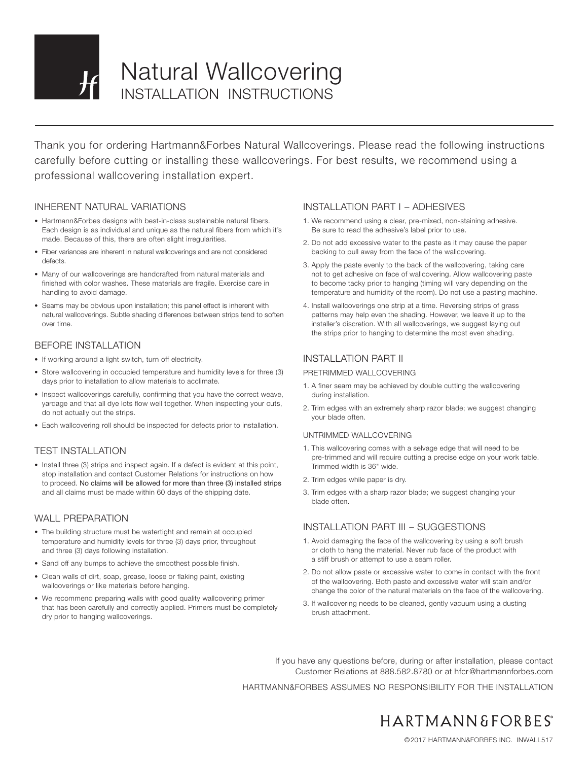# Natural Wallcovering

## INSTALLATION INSTRUCTIONS

Thank you for ordering Hartmann&Forbes Natural Wallcoverings. Please read the following instructions carefully before cutting or installing these wallcoverings. For best results, we recommend using a professional wallcovering installation expert.

### INHERENT NATURAL VARIATIONS

- Hartmann&Forbes designs with best-in-class sustainable natural fibers. Each design is as individual and unique as the natural fibers from which it's made. Because of this, there are often slight irregularities.
- Fiber variances are inherent in natural wallcoverings and are not considered defects.
- Many of our wallcoverings are handcrafted from natural materials and finished with color washes. These materials are fragile. Exercise care in handling to avoid damage.
- Seams may be obvious upon installation; this panel effect is inherent with natural wallcoverings. Subtle shading differences between strips tend to soften over time.

### BEFORE INSTALLATION

- If working around a light switch, turn off electricity.
- Store wallcovering in occupied temperature and humidity levels for three (3) days prior to installation to allow materials to acclimate.
- Inspect wallcoverings carefully, confirming that you have the correct weave, yardage and that all dye lots flow well together. When inspecting your cuts, do not actually cut the strips.
- Each wallcovering roll should be inspected for defects prior to installation.

### TEST INSTALLATION

- Install three (3) strips and inspect again. If a defect is evident at this point, stop installation and contact Customer Relations for instructions on how to proceed. No claims will be allowed for more than three (3) installed strips and all claims must be made within 60 days of the shipping date.

### WALL PREPARATION

- The building structure must be watertight and remain at occupied temperature and humidity levels for three (3) days prior, throughout and three (3) days following installation.
- Sand off any bumps to achieve the smoothest possible finish.
- Clean walls of dirt, soap, grease, loose or flaking paint, existing wallcoverings or like materials before hanging.
- We recommend preparing walls with good quality wallcovering primer that has been carefully and correctly applied. Primers must be completely dry prior to hanging wallcoverings.

### INSTALLATION PART I – ADHESIVES

1. We recommend using a clear, pre-mixed, non-staining adhesive. Be sure to read the adhesive's label prior to use.
2. Do not add excessive water to the paste as it may cause the paper backing to pull away from the face of the wallcovering.
3. Apply the paste evenly to the back of the wallcovering, taking care not to get adhesive on face of wallcovering. Allow wallcovering paste to become tacky prior to hanging (timing will vary depending on the temperature and humidity of the room). Do not use a pasting machine.
4. Install wallcoverings one strip at a time. Reversing strips of grass patterns may help even the shading. However, we leave it up to the installer's discretion. With all wallcoverings, we suggest laying out the strips prior to hanging to determine the most even shading.

### INSTALLATION PART II

#### PRETRIMMED WALLCOVERING

1. A finer seam may be achieved by double cutting the wallcovering during installation.
2. Trim edges with an extremely sharp razor blade; we suggest changing your blade often.

#### UNTRIMMED WALLCOVERING

1. This wallcovering comes with a selvage edge that will need to be pre-trimmed and will require cutting a precise edge on your work table. Trimmed width is 36" wide.
2. Trim edges while paper is dry.
3. Trim edges with a sharp razor blade; we suggest changing your blade often.

### INSTALLATION PART III – SUGGESTIONS

1. Avoid damaging the face of the wallcovering by using a soft brush or cloth to hang the material. Never rub face of the product with a stiff brush or attempt to use a seam roller.
2. Do not allow paste or excessive water to come in contact with the front of the wallcovering. Both paste and excessive water will stain and/or change the color of the natural materials on the face of the wallcovering.
3. If wallcovering needs to be cleaned, gently vacuum using a dusting brush attachment.

If you have any questions before, during or after installation, please contact Customer Relations at 888.582.8780 or at hfcr@hartmannforbes.com

HARTMANN&FORBES ASSUMES NO RESPONSIBILITY FOR THE INSTALLATION

HARTMANN&FORBES®

©2017 HARTMANN&FORBES INC. INWALL517